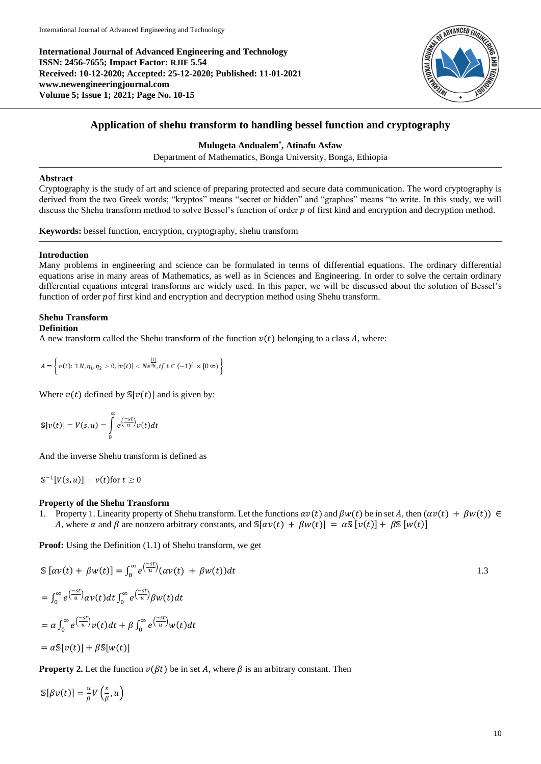International Journal of Advanced Engineering and Technology
ISSN: 2456-7655; Impact Factor: RJIF 5.54
Received: 10-12-2020; Accepted: 25-12-2020; Published: 11-01-2021
www.newengineeringjournal.com
Volume 5; Issue 1; 2021; Page No. 10-15

# Application of shehu transform to handling bessel function and cryptography

**Mulugeta Andualem*, Atinafu Asfaw**

Department of Mathematics, Bonga University, Bonga, Ethiopia

## Abstract

Cryptography is the study of art and science of preparing protected and secure data communication. The word cryptography is derived from the two Greek words; "kryptos" means "secret or hidden" and "graphos" means "to write. In this study, we will discuss the Shehu transform method to solve Bessel's function of order $p$ of first kind and encryption and decryption method.

**Keywords:** bessel function, encryption, cryptography, shehu transform

## Introduction

Many problems in engineering and science can be formulated in terms of differential equations. The ordinary differential equations arise in many areas of Mathematics, as well as in Sciences and Engineering. In order to solve the certain ordinary differential equations integral transforms are widely used. In this paper, we will be discussed about the solution of Bessel's function of order $p$of first kind and encryption and decryption method using Shehu transform.

## Shehu Transform

### Definition

A new transform called the Shehu transform of the function $v(t)$ belonging to a class $A$, where:

$$A = \left\{ v(t) \colon \exists\, N, \eta_1, \eta_2 > 0, |v(t)| < N e^{\frac{|t|}{\eta_i}}, if\ t \in (-1)^i \times [0\ \infty) \right\}$$

Where $v(t)$ defined by $\mathbb{S}[v(t)]$ and is given by:

$$\mathbb{S}[v(t)] = V(s,u) = \int_0^\infty e^{\left(\frac{-st}{u}\right)} v(t)dt$$

And the inverse Shehu transform is defined as

$$\mathbb{S}^{-1}[V(s,u)] = v(t) \text{for } t \geq 0$$

### Property of the Shehu Transform

1. Property 1. Linearity property of Shehu transform. Let the functions $\alpha v(t)$ and $\beta w(t)$ be in set $A$, then $(\alpha v(t) + \beta w(t)) \in A$, where $\alpha$ and $\beta$ are nonzero arbitrary constants, and $\mathbb{S}[\alpha v(t) + \beta w(t)] = \alpha\mathbb{S}[v(t)] + \beta\mathbb{S}[w(t)]$

**Proof:** Using the Definition (1.1) of Shehu transform, we get

$$\mathbb{S}[\alpha v(t) + \beta w(t)] = \int_0^\infty e^{\left(\frac{-st}{u}\right)}(\alpha v(t) + \beta w(t))dt \qquad 1.3$$

$$= \int_0^\infty e^{\left(\frac{-st}{u}\right)}\alpha v(t)dt \int_0^\infty e^{\left(\frac{-st}{u}\right)}\beta w(t)dt$$

$$= \alpha \int_0^\infty e^{\left(\frac{-st}{u}\right)} v(t)dt + \beta \int_0^\infty e^{\left(\frac{-st}{u}\right)} w(t)dt$$

$$= \alpha\mathbb{S}[v(t)] + \beta\mathbb{S}[w(t)]$$

**Property 2.** Let the function $v(\beta t)$ be in set $A$, where $\beta$ is an arbitrary constant. Then

$$\mathbb{S}[\beta v(t)] = \frac{u}{\beta} V\left(\frac{s}{\beta}, u\right)$$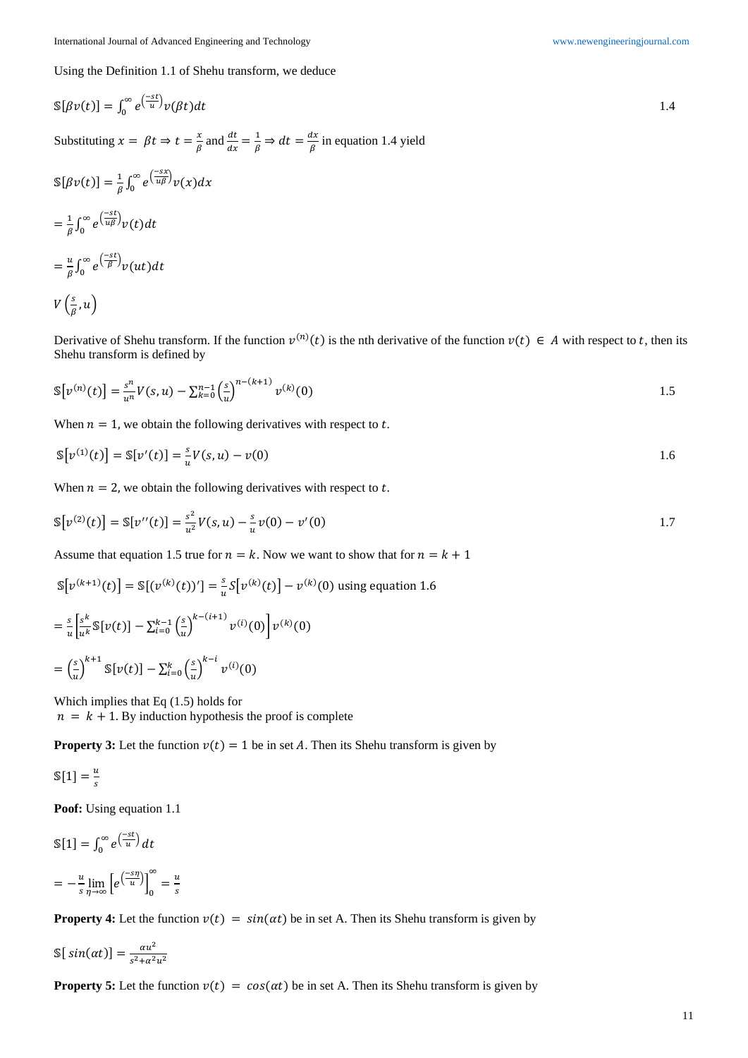Using the Definition 1.1 of Shehu transform, we deduce

$$\mathbb{S}[\beta v(t)] = \int_0^\infty e^{\left(\frac{-st}{u}\right)} v(\beta t) dt \tag{1.4}$$

Substituting $x = \beta t \Rightarrow t = \frac{x}{\beta}$ and $\frac{dt}{dx} = \frac{1}{\beta} \Rightarrow dt = \frac{dx}{\beta}$ in equation 1.4 yield

$$\mathbb{S}[\beta v(t)] = \frac{1}{\beta} \int_0^\infty e^{\left(\frac{-sx}{u\beta}\right)} v(x) dx$$

$$= \frac{1}{\beta} \int_0^\infty e^{\left(\frac{-st}{u\beta}\right)} v(t) dt$$

$$= \frac{u}{\beta} \int_0^\infty e^{\left(\frac{-st}{\beta}\right)} v(ut) dt$$

$$V\left(\frac{s}{\beta}, u\right)$$

Derivative of Shehu transform. If the function $v^{(n)}(t)$ is the nth derivative of the function $v(t) \in A$ with respect to $t$, then its Shehu transform is defined by

$$\mathbb{S}\left[v^{(n)}(t)\right] = \frac{s^n}{u^n} V(s,u) - \sum_{k=0}^{n-1} \left(\frac{s}{u}\right)^{n-(k+1)} v^{(k)}(0) \tag{1.5}$$

When $n = 1$, we obtain the following derivatives with respect to $t$.

$$\mathbb{S}\left[v^{(1)}(t)\right] = \mathbb{S}[v'(t)] = \frac{s}{u} V(s,u) - v(0) \tag{1.6}$$

When $n = 2$, we obtain the following derivatives with respect to $t$.

$$\mathbb{S}\left[v^{(2)}(t)\right] = \mathbb{S}[v''(t)] = \frac{s^2}{u^2} V(s,u) - \frac{s}{u} v(0) - v'(0) \tag{1.7}$$

Assume that equation 1.5 true for $n = k$. Now we want to show that for $n = k + 1$

$$\mathbb{S}\left[v^{(k+1)}(t)\right] = \mathbb{S}[(v^{(k)}(t))'] = \frac{s}{u} S\left[v^{(k)}(t)\right] - v^{(k)}(0) \text{ using equation 1.6}$$

$$= \frac{s}{u}\left[\frac{s^k}{u^k} \mathbb{S}[v(t)] - \sum_{i=0}^{k-1} \left(\frac{s}{u}\right)^{k-(i+1)} v^{(i)}(0)\right] v^{(k)}(0)$$

$$= \left(\frac{s}{u}\right)^{k+1} \mathbb{S}[v(t)] - \sum_{i=0}^{k} \left(\frac{s}{u}\right)^{k-i} v^{(i)}(0)$$

Which implies that Eq (1.5) holds for
$n = k + 1$. By induction hypothesis the proof is complete

**Property 3:** Let the function $v(t) = 1$ be in set $A$. Then its Shehu transform is given by

$$\mathbb{S}[1] = \frac{u}{s}$$

**Poof:** Using equation 1.1

$$\mathbb{S}[1] = \int_0^\infty e^{\left(\frac{-st}{u}\right)} dt$$

$$= -\frac{u}{s} \lim_{\eta \to \infty} \left[e^{\left(\frac{-s\eta}{u}\right)}\right]_0^\infty = \frac{u}{s}$$

**Property 4:** Let the function $v(t) = sin(\alpha t)$ be in set A. Then its Shehu transform is given by

$$\mathbb{S}[\, sin(\alpha t)] = \frac{\alpha u^2}{s^2 + \alpha^2 u^2}$$

**Property 5:** Let the function $v(t) = cos(\alpha t)$ be in set A. Then its Shehu transform is given by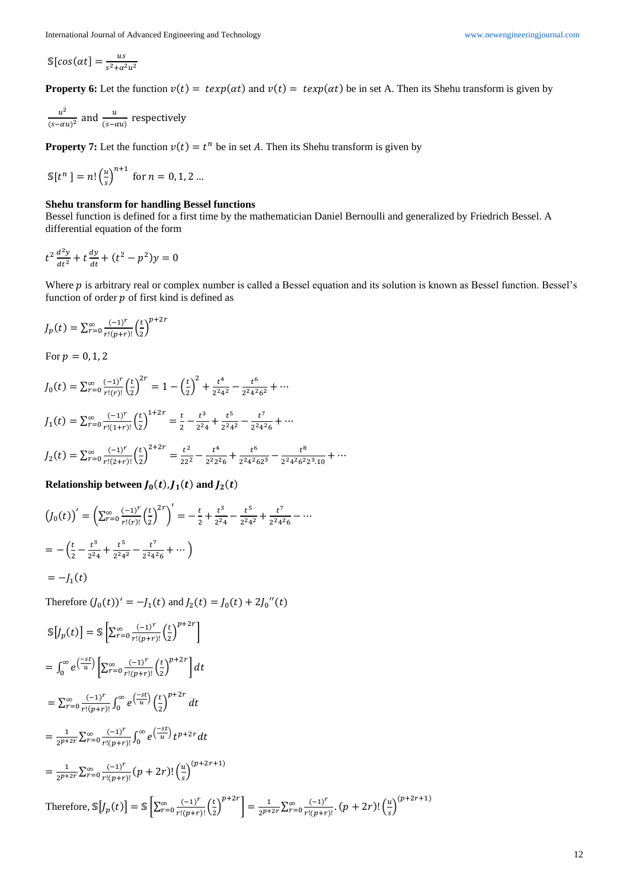$$\mathbb{S}[cos(\alpha t] = \frac{us}{s^2+\alpha^2 u^2}$$

**Property 6:** Let the function $v(t) = texp(\alpha t)$ and $v(t) = texp(\alpha t)$ be in set A. Then its Shehu transform is given by

$\frac{u^2}{(s-\alpha u)^2}$ and $\frac{u}{(s-\alpha u)}$ respectively

**Property 7:** Let the function $v(t) = t^n$ be in set $A$. Then its Shehu transform is given by

$$\mathbb{S}[t^n] = n!\left(\frac{u}{s}\right)^{n+1} \text{ for } n = 0, 1, 2 \ldots$$

### Shehu transform for handling Bessel functions

Bessel function is defined for a first time by the mathematician Daniel Bernoulli and generalized by Friedrich Bessel. A differential equation of the form

$$t^2\frac{d^2y}{dt^2} + t\frac{dy}{dt} + (t^2 - p^2)y = 0$$

Where $p$ is arbitrary real or complex number is called a Bessel equation and its solution is known as Bessel function. Bessel's function of order $p$ of first kind is defined as

$$J_p(t) = \sum_{r=0}^{\infty}\frac{(-1)^r}{r!(p+r)!}\left(\frac{t}{2}\right)^{p+2r}$$

For $p = 0, 1, 2$

$$J_0(t) = \sum_{r=0}^{\infty}\frac{(-1)^r}{r!(r)!}\left(\frac{t}{2}\right)^{2r} = 1 - \left(\frac{t}{2}\right)^2 + \frac{t^4}{2^2 4^2} - \frac{t^6}{2^2 4^2 6^2} + \cdots$$

$$J_1(t) = \sum_{r=0}^{\infty}\frac{(-1)^r}{r!(1+r)!}\left(\frac{t}{2}\right)^{1+2r} = \frac{t}{2} - \frac{t^3}{2^2 4} + \frac{t^5}{2^2 4^2} - \frac{t^7}{2^2 4^2 6} + \cdots$$

$$J_2(t) = \sum_{r=0}^{\infty}\frac{(-1)^r}{r!(2+r)!}\left(\frac{t}{2}\right)^{2+2r} = \frac{t^2}{22^2} - \frac{t^4}{2^2 2^2 6} + \frac{t^6}{2^2 4^2 6 2^3} - \frac{t^8}{2^2 4^2 6^2 2^3.10} + \cdots$$

**Relationship between $J_0(t), J_1(t)$ and $J_2(t)$**

$$\left(J_0(t)\right)' = \left(\sum_{r=0}^{\infty}\frac{(-1)^r}{r!(r)!}\left(\frac{t}{2}\right)^{2r}\right)' = -\frac{t}{2} + \frac{t^3}{2^2 4} - \frac{t^5}{2^2 4^2} + \frac{t^7}{2^2 4^2 6} - \cdots$$

$$= -\left(\frac{t}{2} - \frac{t^3}{2^2 4} + \frac{t^5}{2^2 4^2} - \frac{t^7}{2^2 4^2 6} + \cdots\right)$$

$$= -J_1(t)$$

Therefore $(J_0(t))' = -J_1(t)$ and $J_2(t) = J_0(t) + 2J_0''(t)$

$$\mathbb{S}\left[J_p(t)\right] = \mathbb{S}\left[\sum_{r=0}^{\infty}\frac{(-1)^r}{r!(p+r)!}\left(\frac{t}{2}\right)^{p+2r}\right]$$

$$= \int_0^{\infty} e^{\left(\frac{-st}{u}\right)}\left[\sum_{r=0}^{\infty}\frac{(-1)^r}{r!(p+r)!}\left(\frac{t}{2}\right)^{p+2r}\right]dt$$

$$= \sum_{r=0}^{\infty}\frac{(-1)^r}{r!(p+r)!}\int_0^{\infty} e^{\left(\frac{-st}{u}\right)}\left(\frac{t}{2}\right)^{p+2r}dt$$

$$= \frac{1}{2^{p+2r}}\sum_{r=0}^{\infty}\frac{(-1)^r}{r!(p+r)!}\int_0^{\infty} e^{\left(\frac{-st}{u}\right)}t^{p+2r}dt$$

$$= \frac{1}{2^{p+2r}}\sum_{r=0}^{\infty}\frac{(-1)^r}{r!(p+r)!}(p+2r)!\left(\frac{u}{s}\right)^{(p+2r+1)}$$

Therefore, $\mathbb{S}\left[J_p(t)\right] = \mathbb{S}\left[\sum_{r=0}^{\infty}\frac{(-1)^r}{r!(p+r)!}\left(\frac{t}{2}\right)^{p+2r}\right] = \frac{1}{2^{p+2r}}\sum_{r=0}^{\infty}\frac{(-1)^r}{r!(p+r)!}.(p+2r)!\left(\frac{u}{s}\right)^{(p+2r+1)}$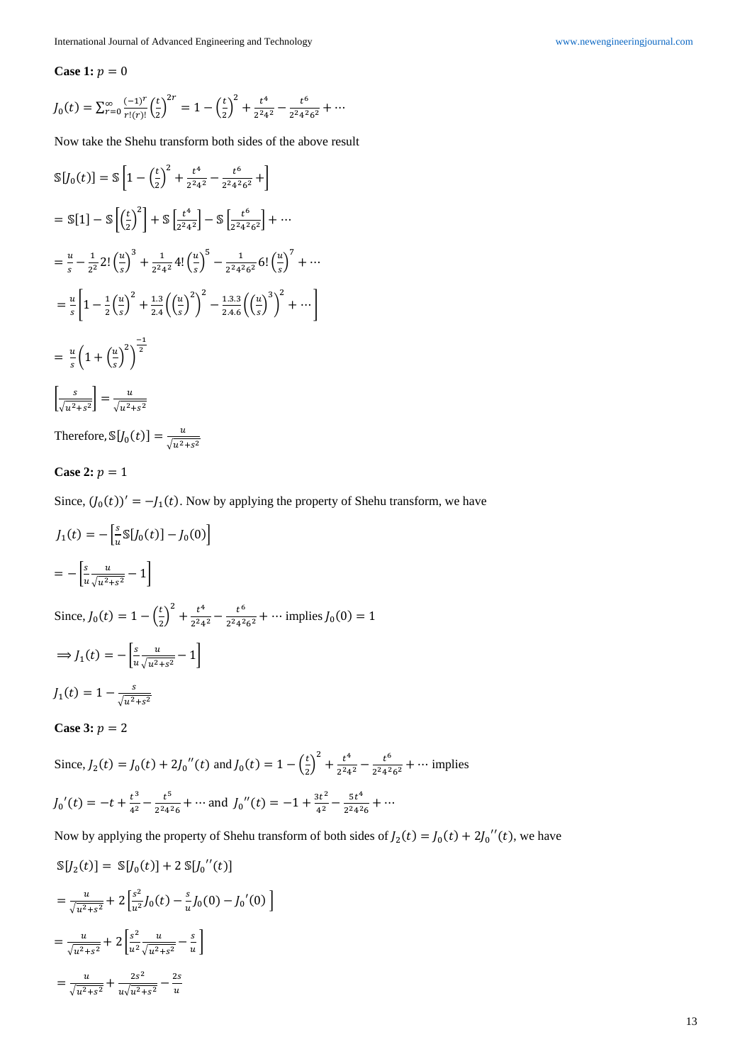**Case 1:** $p = 0$

$$J_0(t) = \sum_{r=0}^{\infty} \frac{(-1)^r}{r!(r)!}\left(\frac{t}{2}\right)^{2r} = 1 - \left(\frac{t}{2}\right)^2 + \frac{t^4}{2^2 4^2} - \frac{t^6}{2^2 4^2 6^2} + \cdots$$

Now take the Shehu transform both sides of the above result

$$\mathbb{S}[J_0(t)] = \mathbb{S}\left[1 - \left(\frac{t}{2}\right)^2 + \frac{t^4}{2^2 4^2} - \frac{t^6}{2^2 4^2 6^2} +\right]$$

$$= \mathbb{S}[1] - \mathbb{S}\left[\left(\frac{t}{2}\right)^2\right] + \mathbb{S}\left[\frac{t^4}{2^2 4^2}\right] - \mathbb{S}\left[\frac{t^6}{2^2 4^2 6^2}\right] + \cdots$$

$$= \frac{u}{s} - \frac{1}{2^2} 2!\left(\frac{u}{s}\right)^3 + \frac{1}{2^2 4^2} 4!\left(\frac{u}{s}\right)^5 - \frac{1}{2^2 4^2 6^2} 6!\left(\frac{u}{s}\right)^7 + \cdots$$

$$= \frac{u}{s}\left[1 - \frac{1}{2}\left(\frac{u}{s}\right)^2 + \frac{1.3}{2.4}\left(\left(\frac{u}{s}\right)^2\right)^2 - \frac{1.3.3}{2.4.6}\left(\left(\frac{u}{s}\right)^3\right)^2 + \cdots\right]$$

$$= \frac{u}{s}\left(1 + \left(\frac{u}{s}\right)^2\right)^{\frac{-1}{2}}$$

$$\left[\frac{s}{\sqrt{u^2+s^2}}\right] = \frac{u}{\sqrt{u^2+s^2}}$$

Therefore, $\mathbb{S}[J_0(t)] = \frac{u}{\sqrt{u^2+s^2}}$

**Case 2:** $p = 1$

Since, $(J_0(t))' = -J_1(t)$. Now by applying the property of Shehu transform, we have

$$J_1(t) = -\left[\frac{s}{u}\mathbb{S}[J_0(t)] - J_0(0)\right]$$

$$= -\left[\frac{s}{u}\frac{u}{\sqrt{u^2+s^2}} - 1\right]$$

Since, $J_0(t) = 1 - \left(\frac{t}{2}\right)^2 + \frac{t^4}{2^2 4^2} - \frac{t^6}{2^2 4^2 6^2} + \cdots$ implies $J_0(0) = 1$

$$\Rightarrow J_1(t) = -\left[\frac{s}{u}\frac{u}{\sqrt{u^2+s^2}} - 1\right]$$

$$J_1(t) = 1 - \frac{s}{\sqrt{u^2+s^2}}$$

**Case 3:** $p = 2$

Since, $J_2(t) = J_0(t) + 2J_0{}''(t)$ and $J_0(t) = 1 - \left(\frac{t}{2}\right)^2 + \frac{t^4}{2^2 4^2} - \frac{t^6}{2^2 4^2 6^2} + \cdots$ implies

$J_0{}'(t) = -t + \frac{t^3}{4^2} - \frac{t^5}{2^2 4^2 6} + \cdots$ and $J_0{}''(t) = -1 + \frac{3t^2}{4^2} - \frac{5t^4}{2^2 4^2 6} + \cdots$

Now by applying the property of Shehu transform of both sides of $J_2(t) = J_0(t) + 2J_0{}''(t)$, we have

$$\mathbb{S}[J_2(t)] = \mathbb{S}[J_0(t)] + 2\,\mathbb{S}[J_0{}''(t)]$$

$$= \frac{u}{\sqrt{u^2+s^2}} + 2\left[\frac{s^2}{u^2}J_0(t) - \frac{s}{u}J_0(0) - J_0{}'(0)\right]$$

$$= \frac{u}{\sqrt{u^2+s^2}} + 2\left[\frac{s^2}{u^2}\frac{u}{\sqrt{u^2+s^2}} - \frac{s}{u}\right]$$

$$= \frac{u}{\sqrt{u^2+s^2}} + \frac{2s^2}{u\sqrt{u^2+s^2}} - \frac{2s}{u}$$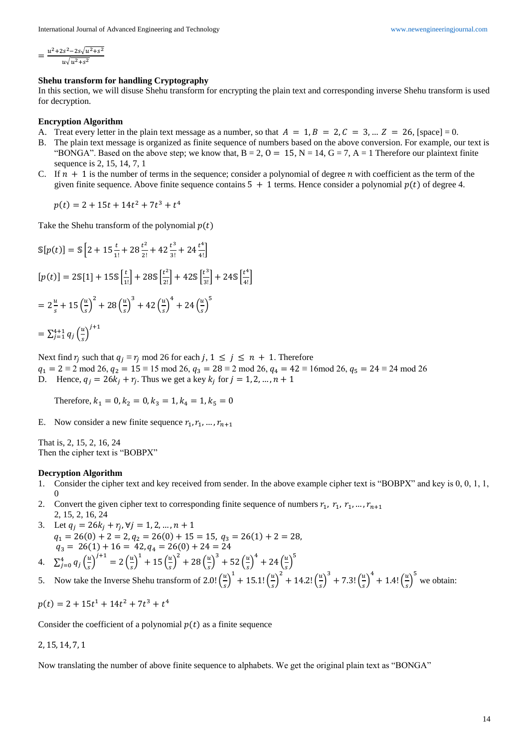$$= \frac{u^2+2s^2-2s\sqrt{u^2+s^2}}{u\sqrt{u^2+s^2}}$$

**Shehu transform for handling Cryptography**

In this section, we will disuse Shehu transform for encrypting the plain text and corresponding inverse Shehu transform is used for decryption.

**Encryption Algorithm**

A. Treat every letter in the plain text message as a number, so that $A = 1, B = 2, C = 3, \ldots Z = 26$, [space] = 0.

B. The plain text message is organized as finite sequence of numbers based on the above conversion. For example, our text is "BONGA". Based on the above step; we know that, B = 2, $O = 15$, N = 14, G = 7, A = 1 Therefore our plaintext finite sequence is 2, 15, 14, 7, 1

C. If $n + 1$ is the number of terms in the sequence; consider a polynomial of degree $n$ with coefficient as the term of the given finite sequence. Above finite sequence contains $5 + 1$ terms. Hence consider a polynomial $p(t)$ of degree 4.

$$p(t) = 2 + 15t + 14t^2 + 7t^3 + t^4$$

Take the Shehu transform of the polynomial $p(t)$

$$\mathbb{S}[p(t)] = \mathbb{S}\left[2 + 15\frac{t}{1!} + 28\frac{t^2}{2!} + 42\frac{t^3}{3!} + 24\frac{t^4}{4!}\right]$$

$$[p(t)] = 2\mathbb{S}[1] + 15\mathbb{S}\left[\frac{t}{1!}\right] + 28\mathbb{S}\left[\frac{t^2}{2!}\right] + 42\mathbb{S}\left[\frac{t^3}{3!}\right] + 24\mathbb{S}\left[\frac{t^4}{4!}\right]$$

$$= 2\frac{u}{s} + 15\left(\frac{u}{s}\right)^2 + 28\left(\frac{u}{s}\right)^3 + 42\left(\frac{u}{s}\right)^4 + 24\left(\frac{u}{s}\right)^5$$

$$= \sum_{j=1}^{4+1} q_j \left(\frac{u}{s}\right)^{j+1}$$

Next find $r_j$ such that $q_j \equiv r_j$ mod 26 for each $j$, $1 \leq j \leq n + 1$. Therefore
$q_1 = 2 \equiv 2$ mod 26, $q_2 = 15 \equiv 15$ mod 26, $q_3 = 28 \equiv 2$ mod 26, $q_4 = 42 \equiv 16$mod 26, $q_5 = 24 \equiv 24$ mod 26

D. Hence, $q_j = 26k_j + r_j$. Thus we get a key $k_j$ for $j = 1, 2, \ldots, n + 1$

Therefore, $k_1 = 0, k_2 = 0, k_3 = 1, k_4 = 1, k_5 = 0$

E. Now consider a new finite sequence $r_1, r_1, \ldots, r_{n+1}$

That is, 2, 15, 2, 16, 24
Then the cipher text is "BOBPX"

**Decryption Algorithm**

1. Consider the cipher text and key received from sender. In the above example cipher text is "BOBPX" and key is 0, 0, 1, 1, 0
2. Convert the given cipher text to corresponding finite sequence of numbers $r_1,\ r_1,\ r_1, \ldots, r_{n+1}$
   2, 15, 2, 16, 24
3. Let $q_j = 26k_j + r_j, \forall j = 1, 2, \ldots, n + 1$
   $q_1 = 26(0) + 2 = 2, q_2 = 26(0) + 15 = 15,\ q_3 = 26(1) + 2 = 28,$
   $q_3 = 26(1) + 16 = 42, q_4 = 26(0) + 24 = 24$
4. $\sum_{j=0}^{4} q_j \left(\frac{u}{s}\right)^{j+1} = 2\left(\frac{u}{s}\right)^1 + 15\left(\frac{u}{s}\right)^2 + 28\left(\frac{u}{s}\right)^3 + 52\left(\frac{u}{s}\right)^4 + 24\left(\frac{u}{s}\right)^5$
5. Now take the Inverse Shehu transform of $2.0!\left(\frac{u}{s}\right)^1 + 15.1!\left(\frac{u}{s}\right)^2 + 14.2!\left(\frac{u}{s}\right)^3 + 7.3!\left(\frac{u}{s}\right)^4 + 1.4!\left(\frac{u}{s}\right)^5$ we obtain:

$$p(t) = 2 + 15t^1 + 14t^2 + 7t^3 + t^4$$

Consider the coefficient of a polynomial $p(t)$ as a finite sequence

2, 15, 14, 7, 1

Now translating the number of above finite sequence to alphabets. We get the original plain text as "BONGA"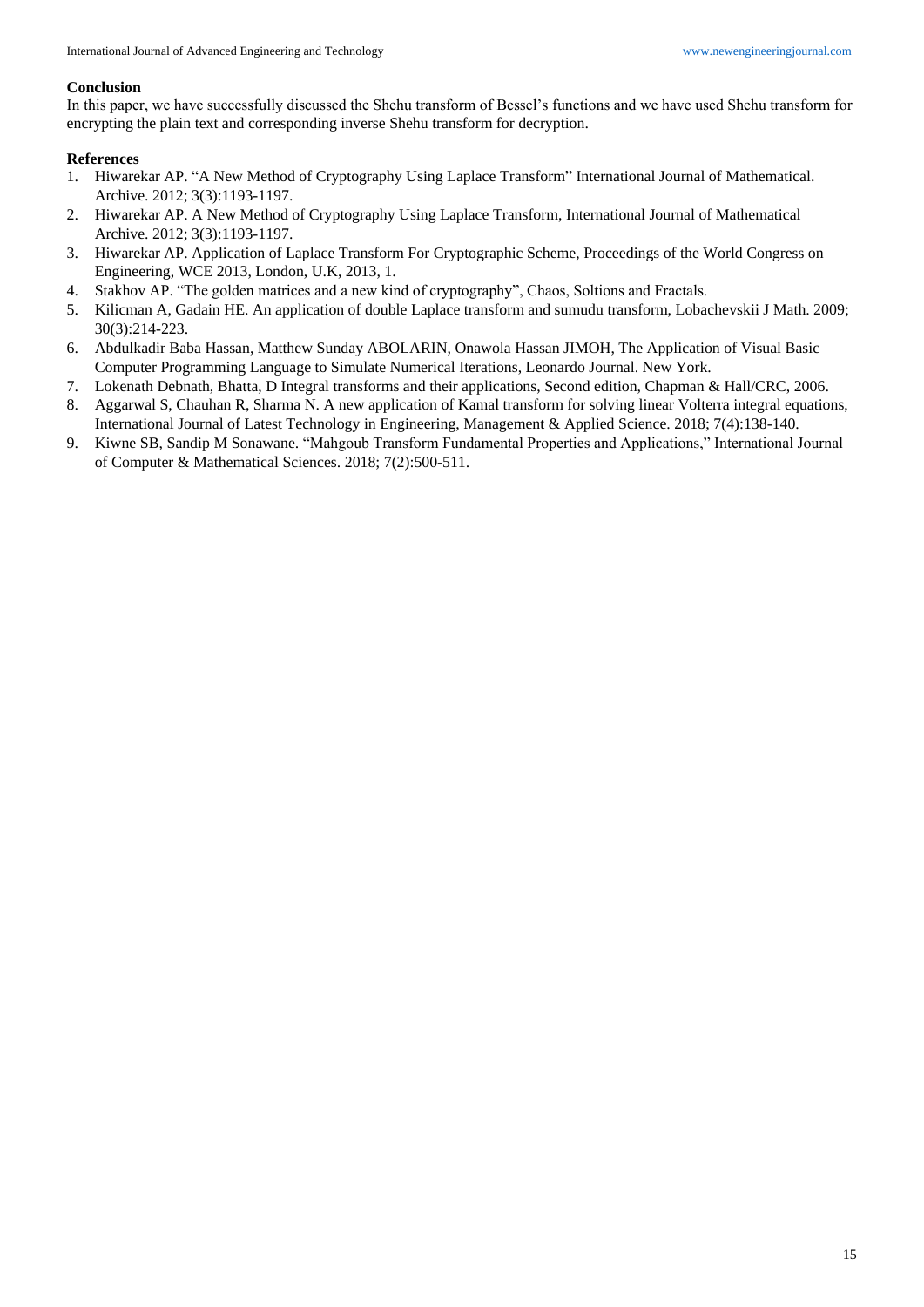## Conclusion

In this paper, we have successfully discussed the Shehu transform of Bessel's functions and we have used Shehu transform for encrypting the plain text and corresponding inverse Shehu transform for decryption.

## References

1. Hiwarekar AP. "A New Method of Cryptography Using Laplace Transform" International Journal of Mathematical. Archive. 2012; 3(3):1193-1197.
2. Hiwarekar AP. A New Method of Cryptography Using Laplace Transform, International Journal of Mathematical Archive. 2012; 3(3):1193-1197.
3. Hiwarekar AP. Application of Laplace Transform For Cryptographic Scheme, Proceedings of the World Congress on Engineering, WCE 2013, London, U.K, 2013, 1.
4. Stakhov AP. "The golden matrices and a new kind of cryptography", Chaos, Soltions and Fractals.
5. Kilicman A, Gadain HE. An application of double Laplace transform and sumudu transform, Lobachevskii J Math. 2009; 30(3):214-223.
6. Abdulkadir Baba Hassan, Matthew Sunday ABOLARIN, Onawola Hassan JIMOH, The Application of Visual Basic Computer Programming Language to Simulate Numerical Iterations, Leonardo Journal. New York.
7. Lokenath Debnath, Bhatta, D Integral transforms and their applications, Second edition, Chapman & Hall/CRC, 2006.
8. Aggarwal S, Chauhan R, Sharma N. A new application of Kamal transform for solving linear Volterra integral equations, International Journal of Latest Technology in Engineering, Management & Applied Science. 2018; 7(4):138-140.
9. Kiwne SB, Sandip M Sonawane. "Mahgoub Transform Fundamental Properties and Applications," International Journal of Computer & Mathematical Sciences. 2018; 7(2):500-511.